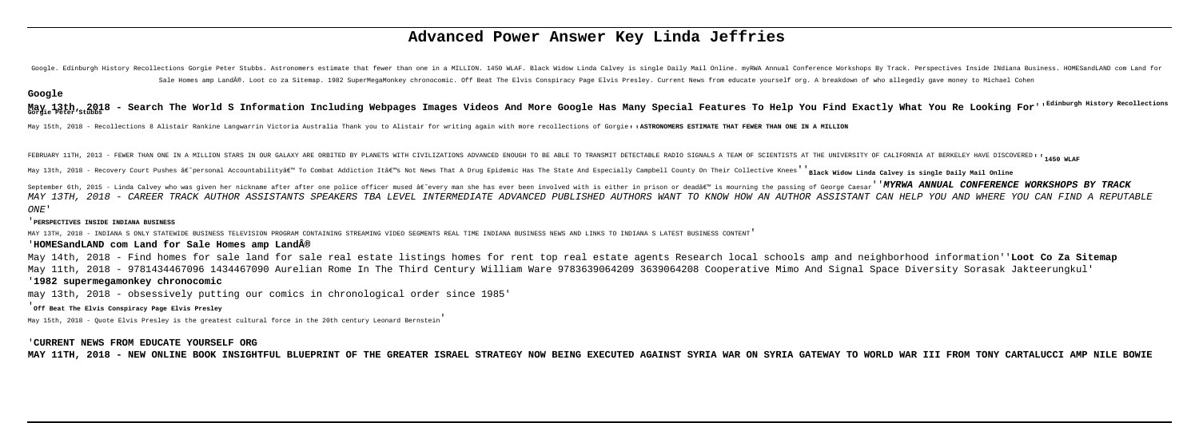# Advanced Power Answer Key Linda Jeffries

Google. Edinburgh History Recollections Gorgie Peter Stubbs. Astronomers estimate that fewer than one in a MILLION. 1450 WLAF. Black Widow Linda Calvey is single Daily Mail Online. myRWA Annual Conference Workshops By Track. Perspectives Inside INdiana Business. HOMESandLAND com Land for Sale Homes amp LandÂ®. Loot co za Sitemap. 1982 SuperMegaMonkey chronocomic. Off Beat The Elvis Conspiracy Page Elvis Presley. Current News from educate yourself org. A breakdown of who allegedly gave money to Michael Cohen

**Google**

**May 13th, 2018 - Search The World S Information Including Webpages Images Videos And More Google Has Many Special Features To Help You Find Exactly What You Re Looking For**''**Edinburgh History Recollections Gorgie Peter Stubbs**

May 15th, 2018 - Recollections 8 Alistair Rankine Langwarrin Victoria Australia Thank you to Alistair for writing again with more recollections of Gorgie''**ASTRONOMERS ESTIMATE THAT FEWER THAN ONE IN A MILLION**

FEBRUARY 11TH, 2013 - FEWER THAN ONE IN A MILLION STARS IN OUR GALAXY ARE ORBITED BY PLANETS WITH CIVILIZATIONS ADVANCED ENOUGH TO BE ABLE TO TRANSMIT DETECTABLE RADIO SIGNALS A TEAM OF SCIENTISTS AT THE UNIVERSITY OF CALIFORNIA AT BERKELEY HAVE DISCOVERED''**1450 WLAF**

May 13th, 2018 - Recovery Court Pushes â€˜personal Accountabilityâ€™ To Combat Addiction Itâ€™s Not News That A Drug Epidemic Has The State And Especially Campbell County On Their Collective Knees''**Black Widow Linda Calvey is single Daily Mail Online**

September 6th, 2015 - Linda Calvey who was given her nickname after after one police officer mused â€˜every man she has ever been involved with is either in prison or deadâ€™ is mourning the passing of George Caesar''***MYRWA ANNUAL CONFERENCE WORKSHOPS BY TRACK***

*MAY 13TH, 2018 - CAREER TRACK AUTHOR ASSISTANTS SPEAKERS TBA LEVEL INTERMEDIATE ADVANCED PUBLISHED AUTHORS WANT TO KNOW HOW AN AUTHOR ASSISTANT CAN HELP YOU AND WHERE YOU CAN FIND A REPUTABLE ONE*'

'**PERSPECTIVES INSIDE INDIANA BUSINESS**

MAY 13TH, 2018 - INDIANA S ONLY STATEWIDE BUSINESS TELEVISION PROGRAM CONTAINING STREAMING VIDEO SEGMENTS REAL TIME INDIANA BUSINESS NEWS AND LINKS TO INDIANA S LATEST BUSINESS CONTENT'

'**HOMESandLAND com Land for Sale Homes amp LandÂ®**

May 14th, 2018 - Find homes for sale land for sale real estate listings homes for rent top real estate agents Research local schools amp and neighborhood information''**Loot Co Za Sitemap**

May 11th, 2018 - 9781434467096 1434467090 Aurelian Rome In The Third Century William Ware 9783639064209 3639064208 Cooperative Mimo And Signal Space Diversity Sorasak Jakteerungkul'

'**1982 supermegamonkey chronocomic**

may 13th, 2018 - obsessively putting our comics in chronological order since 1985'

'**Off Beat The Elvis Conspiracy Page Elvis Presley**

May 15th, 2018 - Quote Elvis Presley is the greatest cultural force in the 20th century Leonard Bernstein'

'**CURRENT NEWS FROM EDUCATE YOURSELF ORG**

**MAY 11TH, 2018 - NEW ONLINE BOOK INSIGHTFUL BLUEPRINT OF THE GREATER ISRAEL STRATEGY NOW BEING EXECUTED AGAINST SYRIA WAR ON SYRIA GATEWAY TO WORLD WAR III FROM TONY CARTALUCCI AMP NILE BOWIE**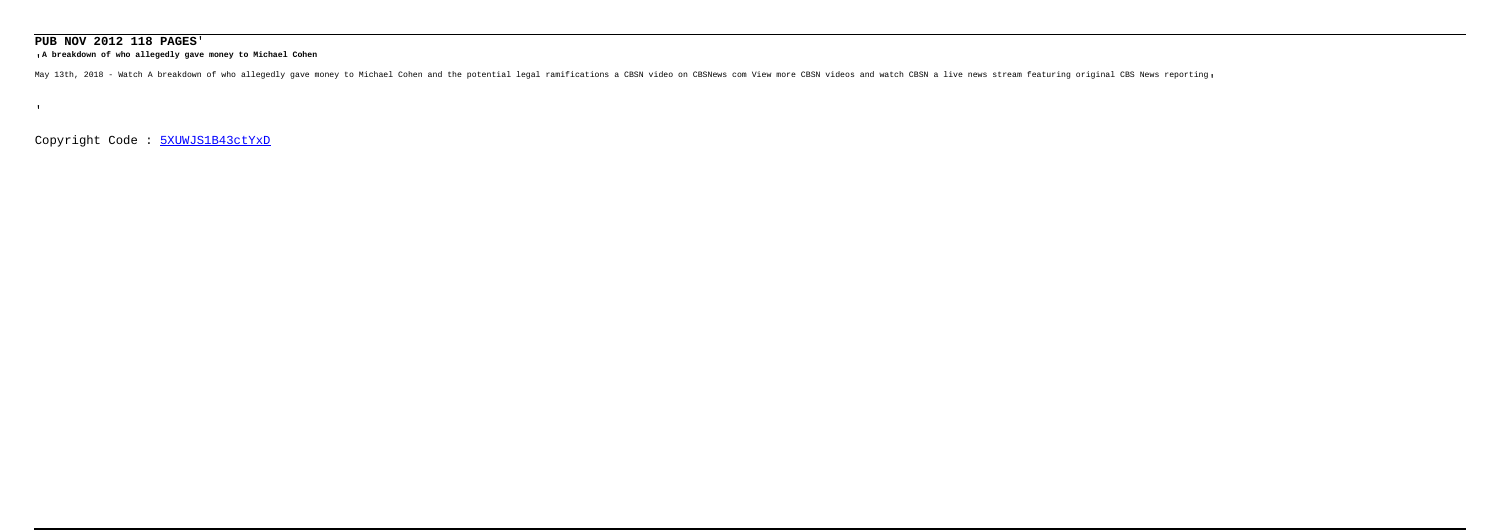**PUB NOV 2012 118 PAGES'**

**'A breakdown of who allegedly gave money to Michael Cohen**

May 13th, 2018 - Watch A breakdown of who allegedly gave money to Michael Cohen and the potential legal ramifications a CBSN video on CBSNews com View more CBSN videos and watch CBSN a live news stream featuring original CBS News reporting'

'

Copyright Code : 5XUWJS1B43ctYxD